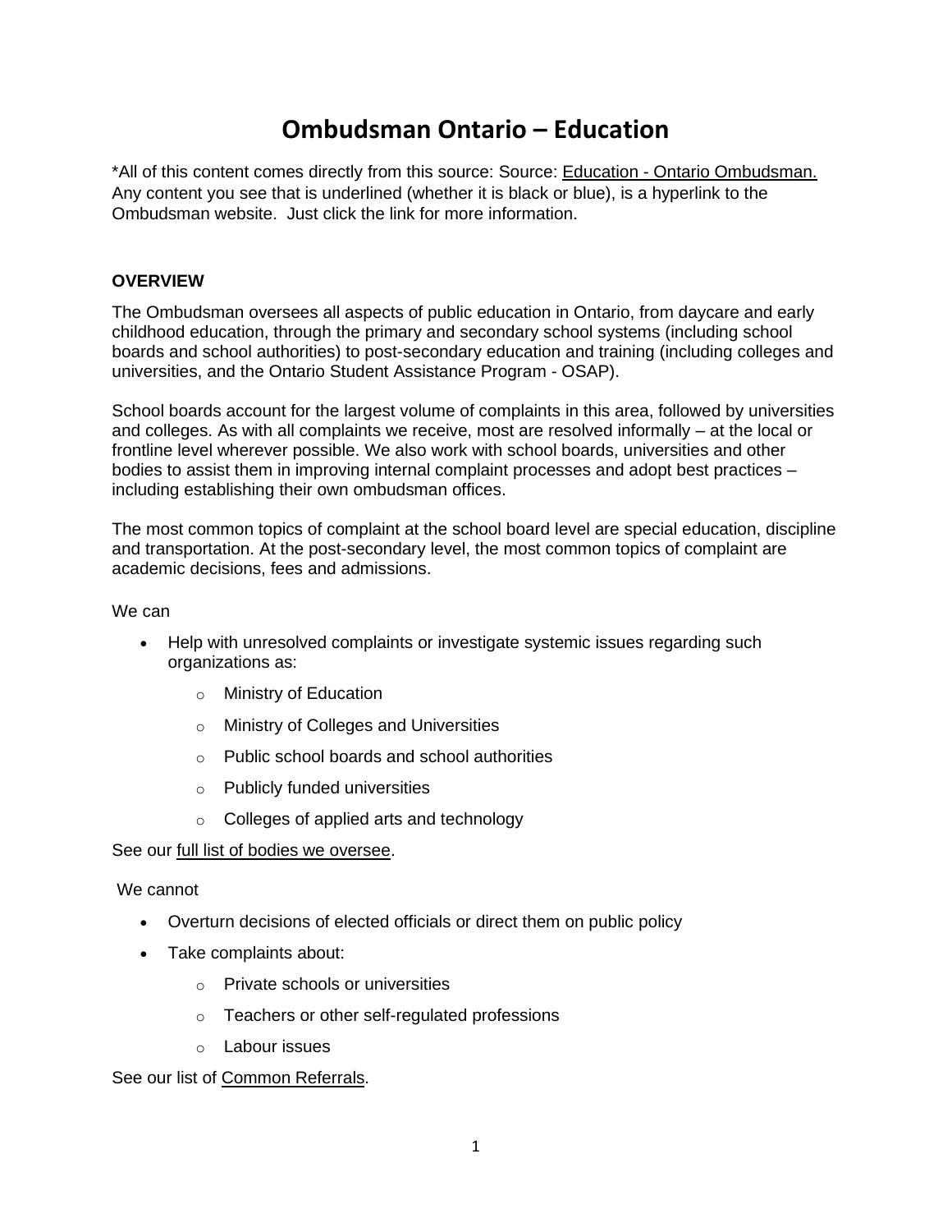# Ombudsman Ontario – Education

*All of this content comes directly from this source: Source: Education - Ontario Ombudsman. Any content you see that is underlined (whether it is black or blue), is a hyperlink to the Ombudsman website. Just click the link for more information.

**OVERVIEW**

The Ombudsman oversees all aspects of public education in Ontario, from daycare and early childhood education, through the primary and secondary school systems (including school boards and school authorities) to post-secondary education and training (including colleges and universities, and the Ontario Student Assistance Program - OSAP).

School boards account for the largest volume of complaints in this area, followed by universities and colleges. As with all complaints we receive, most are resolved informally – at the local or frontline level wherever possible. We also work with school boards, universities and other bodies to assist them in improving internal complaint processes and adopt best practices – including establishing their own ombudsman offices.

The most common topics of complaint at the school board level are special education, discipline and transportation. At the post-secondary level, the most common topics of complaint are academic decisions, fees and admissions.

We can

- Help with unresolved complaints or investigate systemic issues regarding such organizations as:
  - Ministry of Education
  - Ministry of Colleges and Universities
  - Public school boards and school authorities
  - Publicly funded universities
  - Colleges of applied arts and technology

See our full list of bodies we oversee.

We cannot

- Overturn decisions of elected officials or direct them on public policy
- Take complaints about:
  - Private schools or universities
  - Teachers or other self-regulated professions
  - Labour issues

See our list of Common Referrals.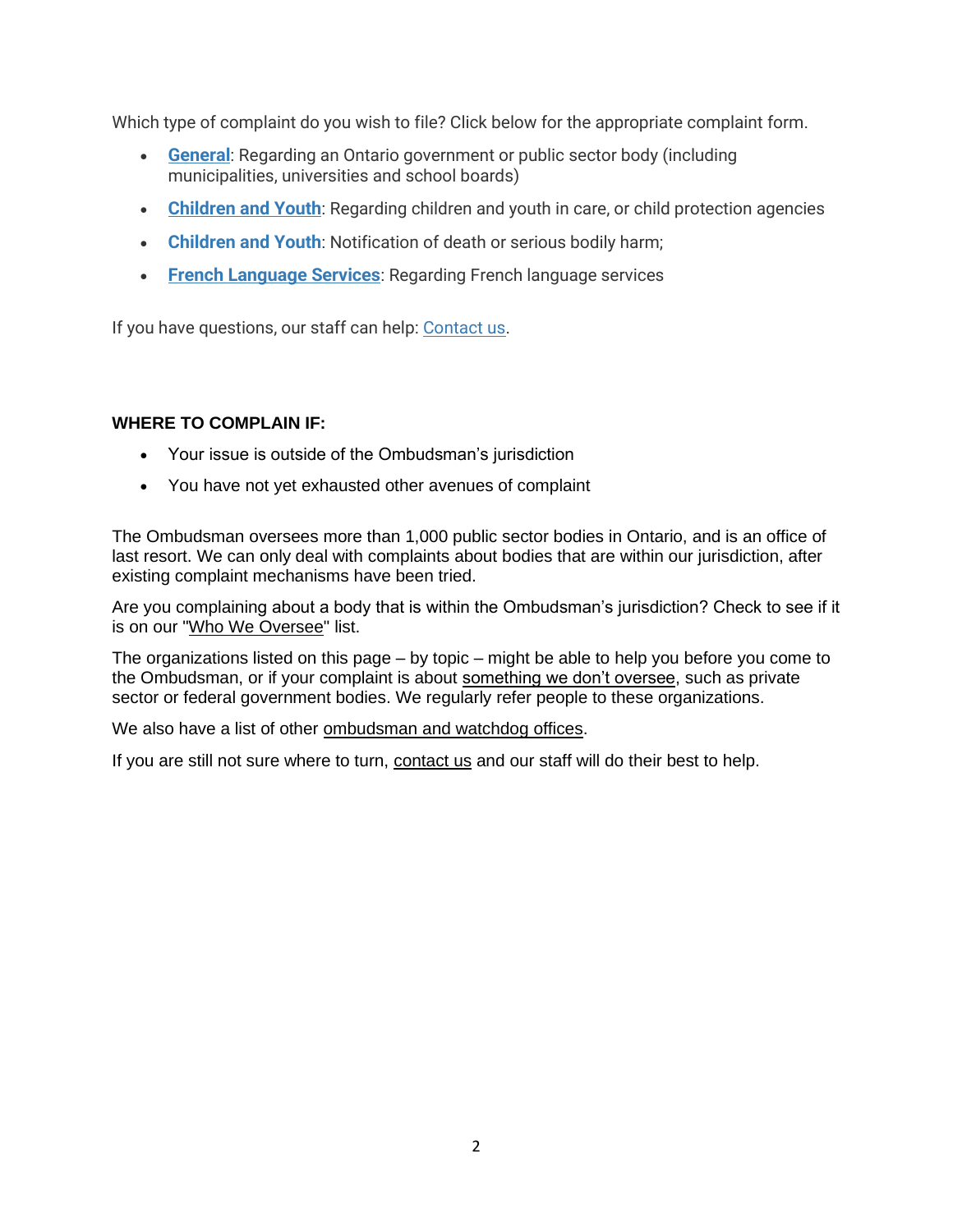Which type of complaint do you wish to file? Click below for the appropriate complaint form.

- **General**: Regarding an Ontario government or public sector body (including municipalities, universities and school boards)
- **Children and Youth**: Regarding children and youth in care, or child protection agencies
- **Children and Youth**: Notification of death or serious bodily harm;
- **French Language Services**: Regarding French language services

If you have questions, our staff can help: Contact us.

**WHERE TO COMPLAIN IF:**

- Your issue is outside of the Ombudsman's jurisdiction
- You have not yet exhausted other avenues of complaint

The Ombudsman oversees more than 1,000 public sector bodies in Ontario, and is an office of last resort. We can only deal with complaints about bodies that are within our jurisdiction, after existing complaint mechanisms have been tried.

Are you complaining about a body that is within the Ombudsman's jurisdiction? Check to see if it is on our "Who We Oversee" list.

The organizations listed on this page – by topic – might be able to help you before you come to the Ombudsman, or if your complaint is about something we don't oversee, such as private sector or federal government bodies. We regularly refer people to these organizations.

We also have a list of other ombudsman and watchdog offices.

If you are still not sure where to turn, contact us and our staff will do their best to help.